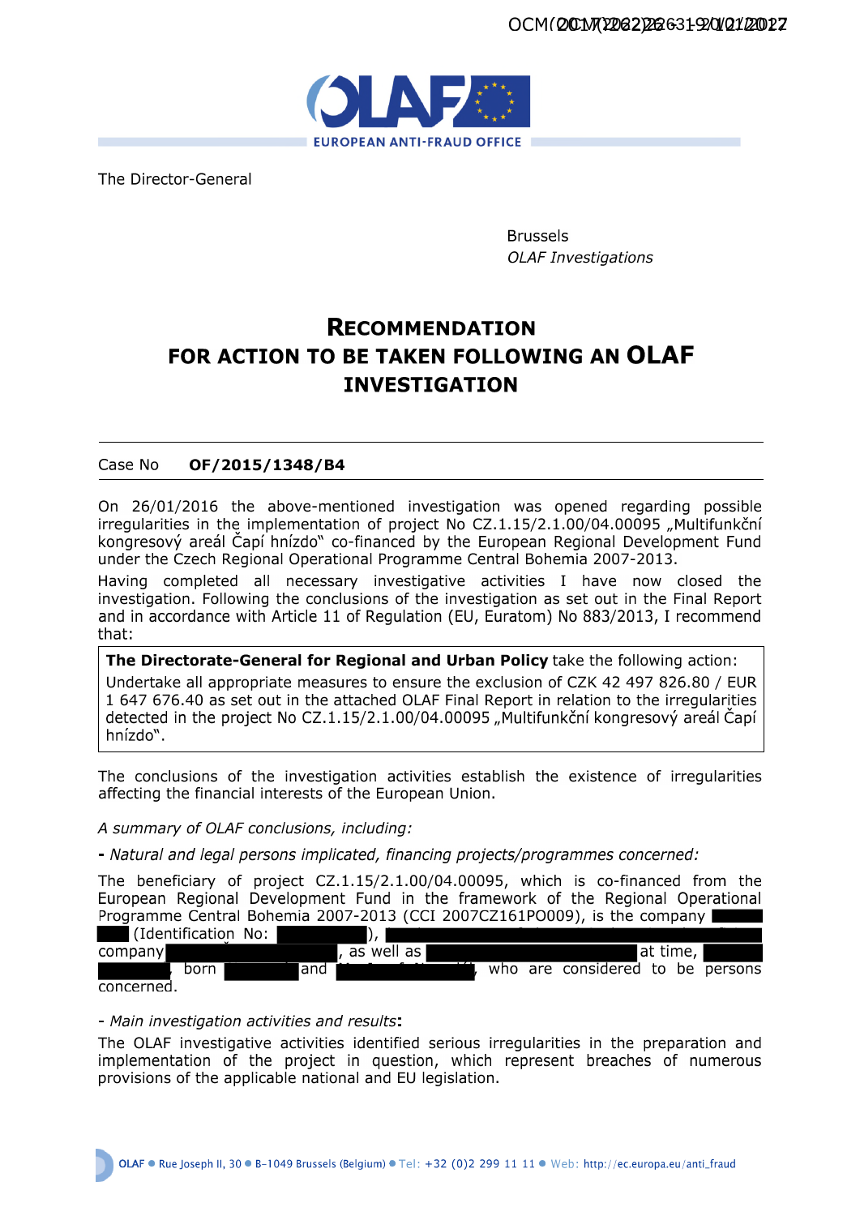The Director-General

Brussels
*OLAF Investigations*

# RECOMMENDATION FOR ACTION TO BE TAKEN FOLLOWING AN OLAF INVESTIGATION

Case No **OF/2015/1348/B4**

On 26/01/2016 the above-mentioned investigation was opened regarding possible irregularities in the implementation of project No CZ.1.15/2.1.00/04.00095 „Multifunkční kongresový areál Čapí hnízdo" co-financed by the European Regional Development Fund under the Czech Regional Operational Programme Central Bohemia 2007-2013.

Having completed all necessary investigative activities I have now closed the investigation. Following the conclusions of the investigation as set out in the Final Report and in accordance with Article 11 of Regulation (EU, Euratom) No 883/2013, I recommend that:

> **The Directorate-General for Regional and Urban Policy** take the following action:
> Undertake all appropriate measures to ensure the exclusion of CZK 42 497 826.80 / EUR 1 647 676.40 as set out in the attached OLAF Final Report in relation to the irregularities detected in the project No CZ.1.15/2.1.00/04.00095 „Multifunkční kongresový areál Čapí hnízdo".

The conclusions of the investigation activities establish the existence of irregularities affecting the financial interests of the European Union.

*A summary of OLAF conclusions, including:*

**-** *Natural and legal persons implicated, financing projects/programmes concerned:*

The beneficiary of project CZ.1.15/2.1.00/04.00095, which is co-financed from the European Regional Development Fund in the framework of the Regional Operational Programme Central Bohemia 2007-2013 (CCI 2007CZ161PO009), is the company ███ (Identification No: ███), ███ company ███, as well as ███ at time, ███, born ███ and ███, who are considered to be persons concerned.

- *Main investigation activities and results***:**

The OLAF investigative activities identified serious irregularities in the preparation and implementation of the project in question, which represent breaches of numerous provisions of the applicable national and EU legislation.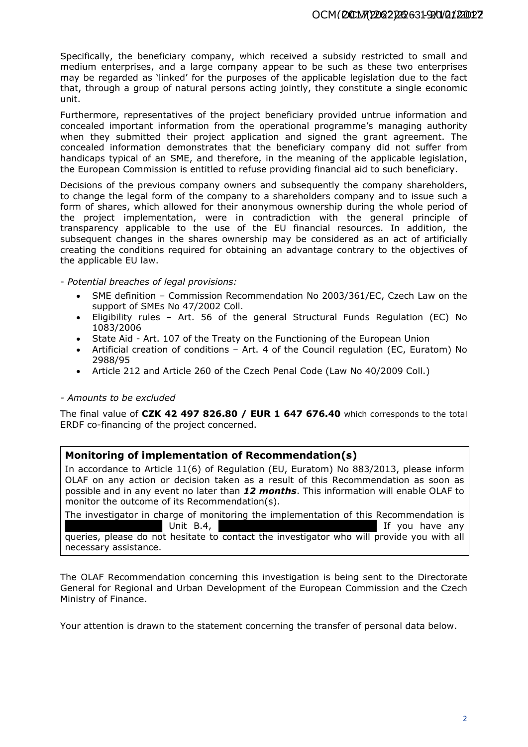Specifically, the beneficiary company, which received a subsidy restricted to small and medium enterprises, and a large company appear to be such as these two enterprises may be regarded as 'linked' for the purposes of the applicable legislation due to the fact that, through a group of natural persons acting jointly, they constitute a single economic unit.

Furthermore, representatives of the project beneficiary provided untrue information and concealed important information from the operational programme's managing authority when they submitted their project application and signed the grant agreement. The concealed information demonstrates that the beneficiary company did not suffer from handicaps typical of an SME, and therefore, in the meaning of the applicable legislation, the European Commission is entitled to refuse providing financial aid to such beneficiary.

Decisions of the previous company owners and subsequently the company shareholders, to change the legal form of the company to a shareholders company and to issue such a form of shares, which allowed for their anonymous ownership during the whole period of the project implementation, were in contradiction with the general principle of transparency applicable to the use of the EU financial resources. In addition, the subsequent changes in the shares ownership may be considered as an act of artificially creating the conditions required for obtaining an advantage contrary to the objectives of the applicable EU law.

- *Potential breaches of legal provisions:*

- SME definition – Commission Recommendation No 2003/361/EC, Czech Law on the support of SMEs No 47/2002 Coll.
- Eligibility rules – Art. 56 of the general Structural Funds Regulation (EC) No 1083/2006
- State Aid - Art. 107 of the Treaty on the Functioning of the European Union
- Artificial creation of conditions – Art. 4 of the Council regulation (EC, Euratom) No 2988/95
- Article 212 and Article 260 of the Czech Penal Code (Law No 40/2009 Coll.)

- *Amounts to be excluded*

The final value of **CZK 42 497 826.80 / EUR 1 647 676.40** which corresponds to the total ERDF co-financing of the project concerned.

### Monitoring of implementation of Recommendation(s)

In accordance to Article 11(6) of Regulation (EU, Euratom) No 883/2013, please inform OLAF on any action or decision taken as a result of this Recommendation as soon as possible and in any event no later than ***12 months***. This information will enable OLAF to monitor the outcome of its Recommendation(s).

The investigator in charge of monitoring the implementation of this Recommendation is [REDACTED] Unit B.4, [REDACTED] If you have any queries, please do not hesitate to contact the investigator who will provide you with all necessary assistance.

The OLAF Recommendation concerning this investigation is being sent to the Directorate General for Regional and Urban Development of the European Commission and the Czech Ministry of Finance.

Your attention is drawn to the statement concerning the transfer of personal data below.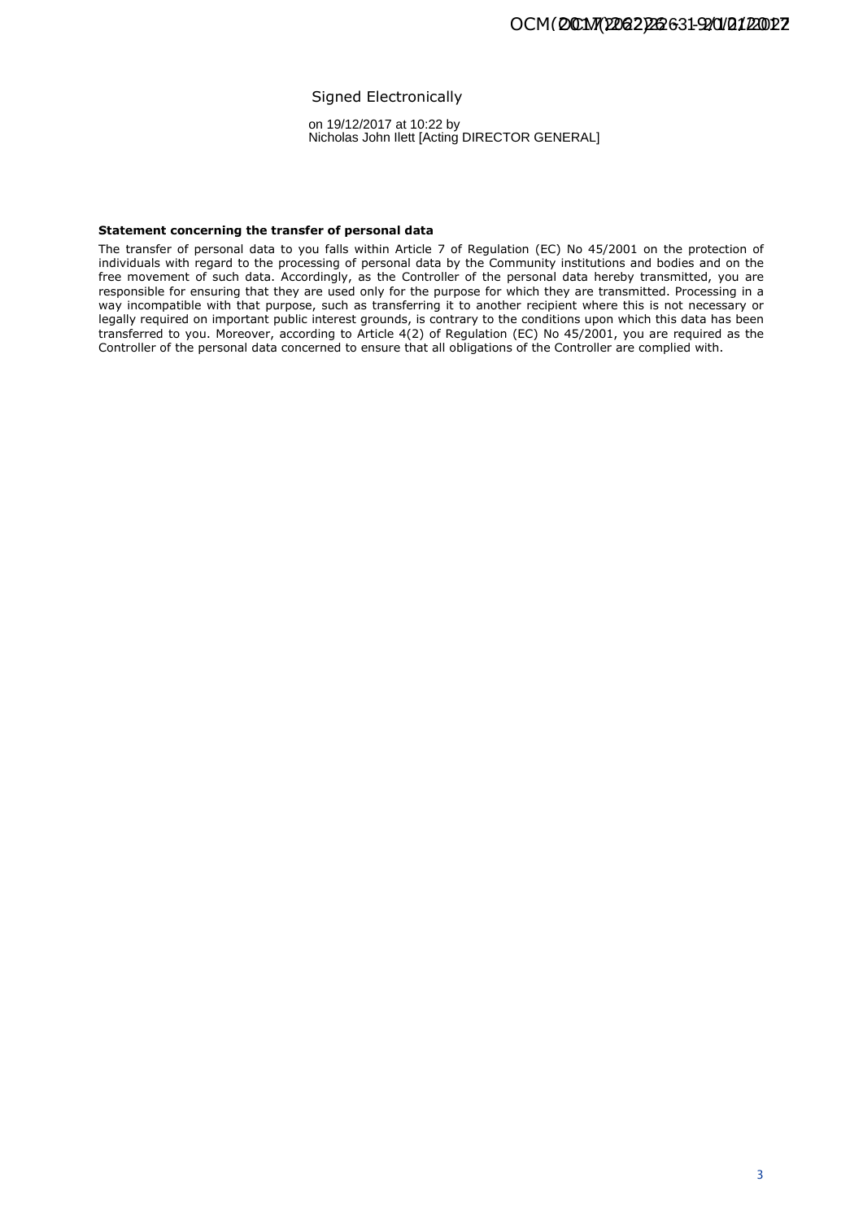Signed Electronically

on 19/12/2017 at 10:22 by
Nicholas John Ilett [Acting DIRECTOR GENERAL]

**Statement concerning the transfer of personal data**

The transfer of personal data to you falls within Article 7 of Regulation (EC) No 45/2001 on the protection of individuals with regard to the processing of personal data by the Community institutions and bodies and on the free movement of such data. Accordingly, as the Controller of the personal data hereby transmitted, you are responsible for ensuring that they are used only for the purpose for which they are transmitted. Processing in a way incompatible with that purpose, such as transferring it to another recipient where this is not necessary or legally required on important public interest grounds, is contrary to the conditions upon which this data has been transferred to you. Moreover, according to Article 4(2) of Regulation (EC) No 45/2001, you are required as the Controller of the personal data concerned to ensure that all obligations of the Controller are complied with.